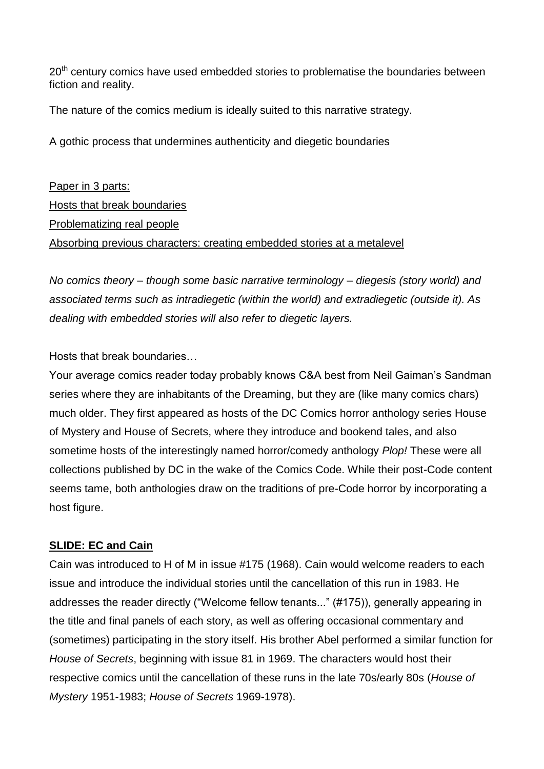20th century comics have used embedded stories to problematise the boundaries between fiction and reality.

The nature of the comics medium is ideally suited to this narrative strategy.

A gothic process that undermines authenticity and diegetic boundaries

<u>Paper in 3 parts:</u>
<u>Hosts that break boundaries</u>
<u>Problematizing real people</u>
<u>Absorbing previous characters: creating embedded stories at a metalevel</u>

*No comics theory – though some basic narrative terminology – diegesis (story world) and associated terms such as intradiegetic (within the world) and extradiegetic (outside it). As dealing with embedded stories will also refer to diegetic layers.*

Hosts that break boundaries…

Your average comics reader today probably knows C&A best from Neil Gaiman's Sandman series where they are inhabitants of the Dreaming, but they are (like many comics chars) much older. They first appeared as hosts of the DC Comics horror anthology series House of Mystery and House of Secrets, where they introduce and bookend tales, and also sometime hosts of the interestingly named horror/comedy anthology *Plop!* These were all collections published by DC in the wake of the Comics Code. While their post-Code content seems tame, both anthologies draw on the traditions of pre-Code horror by incorporating a host figure.

**<u>SLIDE: EC and Cain</u>**

Cain was introduced to H of M in issue #175 (1968). Cain would welcome readers to each issue and introduce the individual stories until the cancellation of this run in 1983. He addresses the reader directly ("Welcome fellow tenants..." (#175)), generally appearing in the title and final panels of each story, as well as offering occasional commentary and (sometimes) participating in the story itself. His brother Abel performed a similar function for *House of Secrets*, beginning with issue 81 in 1969. The characters would host their respective comics until the cancellation of these runs in the late 70s/early 80s (*House of Mystery* 1951-1983; *House of Secrets* 1969-1978).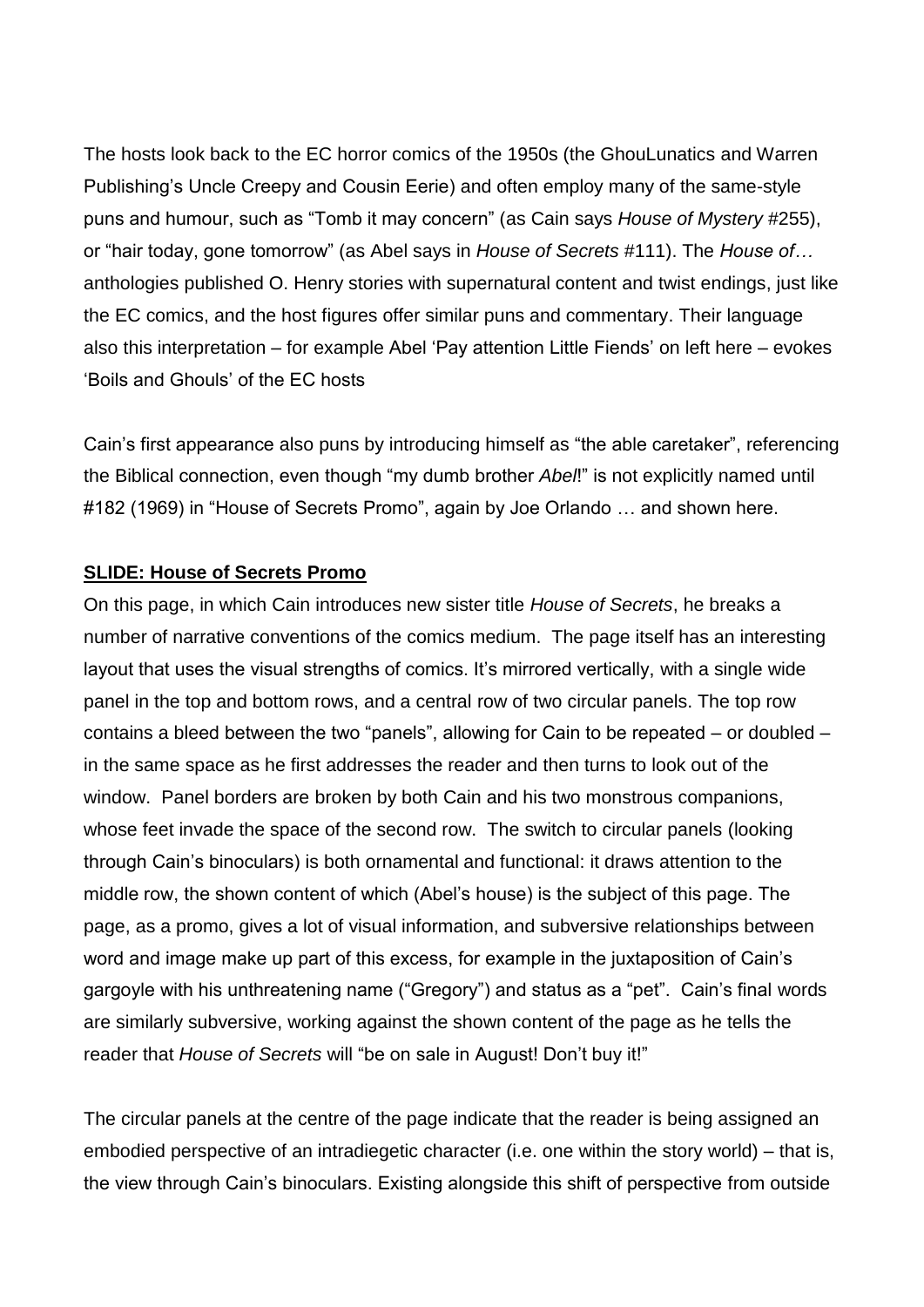The hosts look back to the EC horror comics of the 1950s (the GhouLunatics and Warren Publishing's Uncle Creepy and Cousin Eerie) and often employ many of the same-style puns and humour, such as "Tomb it may concern" (as Cain says *House of Mystery* #255), or "hair today, gone tomorrow" (as Abel says in *House of Secrets* #111). The *House of…* anthologies published O. Henry stories with supernatural content and twist endings, just like the EC comics, and the host figures offer similar puns and commentary. Their language also this interpretation – for example Abel 'Pay attention Little Fiends' on left here – evokes 'Boils and Ghouls' of the EC hosts

Cain's first appearance also puns by introducing himself as "the able caretaker", referencing the Biblical connection, even though "my dumb brother *Abel*!" is not explicitly named until #182 (1969) in "House of Secrets Promo", again by Joe Orlando … and shown here.

**SLIDE: House of Secrets Promo**

On this page, in which Cain introduces new sister title *House of Secrets*, he breaks a number of narrative conventions of the comics medium. The page itself has an interesting layout that uses the visual strengths of comics. It's mirrored vertically, with a single wide panel in the top and bottom rows, and a central row of two circular panels. The top row contains a bleed between the two "panels", allowing for Cain to be repeated – or doubled – in the same space as he first addresses the reader and then turns to look out of the window. Panel borders are broken by both Cain and his two monstrous companions, whose feet invade the space of the second row. The switch to circular panels (looking through Cain's binoculars) is both ornamental and functional: it draws attention to the middle row, the shown content of which (Abel's house) is the subject of this page. The page, as a promo, gives a lot of visual information, and subversive relationships between word and image make up part of this excess, for example in the juxtaposition of Cain's gargoyle with his unthreatening name ("Gregory") and status as a "pet". Cain's final words are similarly subversive, working against the shown content of the page as he tells the reader that *House of Secrets* will "be on sale in August! Don't buy it!"

The circular panels at the centre of the page indicate that the reader is being assigned an embodied perspective of an intradiegetic character (i.e. one within the story world) – that is, the view through Cain's binoculars. Existing alongside this shift of perspective from outside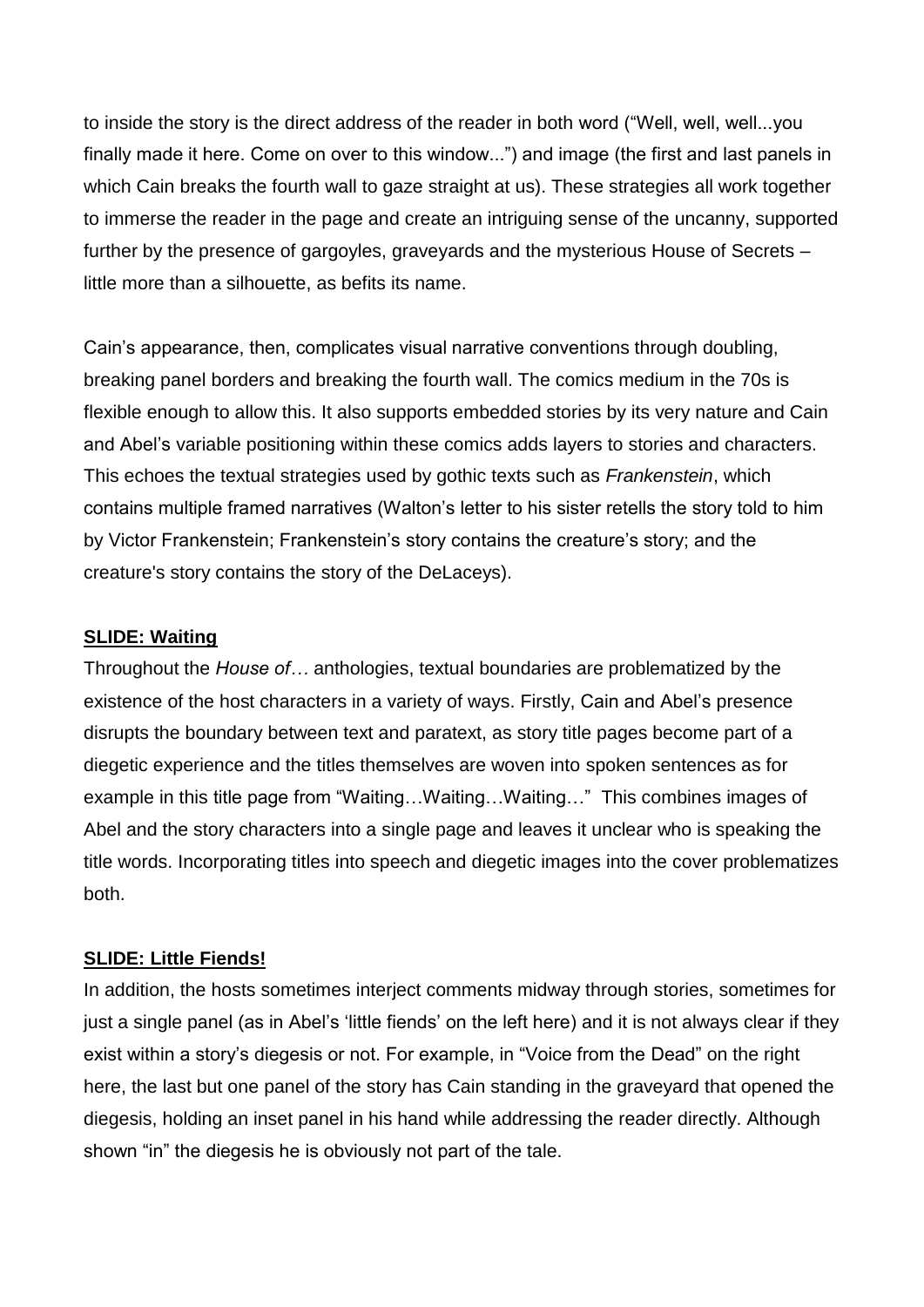to inside the story is the direct address of the reader in both word ("Well, well, well...you finally made it here. Come on over to this window...") and image (the first and last panels in which Cain breaks the fourth wall to gaze straight at us). These strategies all work together to immerse the reader in the page and create an intriguing sense of the uncanny, supported further by the presence of gargoyles, graveyards and the mysterious House of Secrets – little more than a silhouette, as befits its name.

Cain's appearance, then, complicates visual narrative conventions through doubling, breaking panel borders and breaking the fourth wall. The comics medium in the 70s is flexible enough to allow this. It also supports embedded stories by its very nature and Cain and Abel's variable positioning within these comics adds layers to stories and characters. This echoes the textual strategies used by gothic texts such as *Frankenstein*, which contains multiple framed narratives (Walton's letter to his sister retells the story told to him by Victor Frankenstein; Frankenstein's story contains the creature's story; and the creature's story contains the story of the DeLaceys).

**SLIDE: Waiting**

Throughout the *House of…* anthologies, textual boundaries are problematized by the existence of the host characters in a variety of ways. Firstly, Cain and Abel's presence disrupts the boundary between text and paratext, as story title pages become part of a diegetic experience and the titles themselves are woven into spoken sentences as for example in this title page from "Waiting…Waiting…Waiting…" This combines images of Abel and the story characters into a single page and leaves it unclear who is speaking the title words. Incorporating titles into speech and diegetic images into the cover problematizes both.

**SLIDE: Little Fiends!**

In addition, the hosts sometimes interject comments midway through stories, sometimes for just a single panel (as in Abel's 'little fiends' on the left here) and it is not always clear if they exist within a story's diegesis or not. For example, in "Voice from the Dead" on the right here, the last but one panel of the story has Cain standing in the graveyard that opened the diegesis, holding an inset panel in his hand while addressing the reader directly. Although shown "in" the diegesis he is obviously not part of the tale.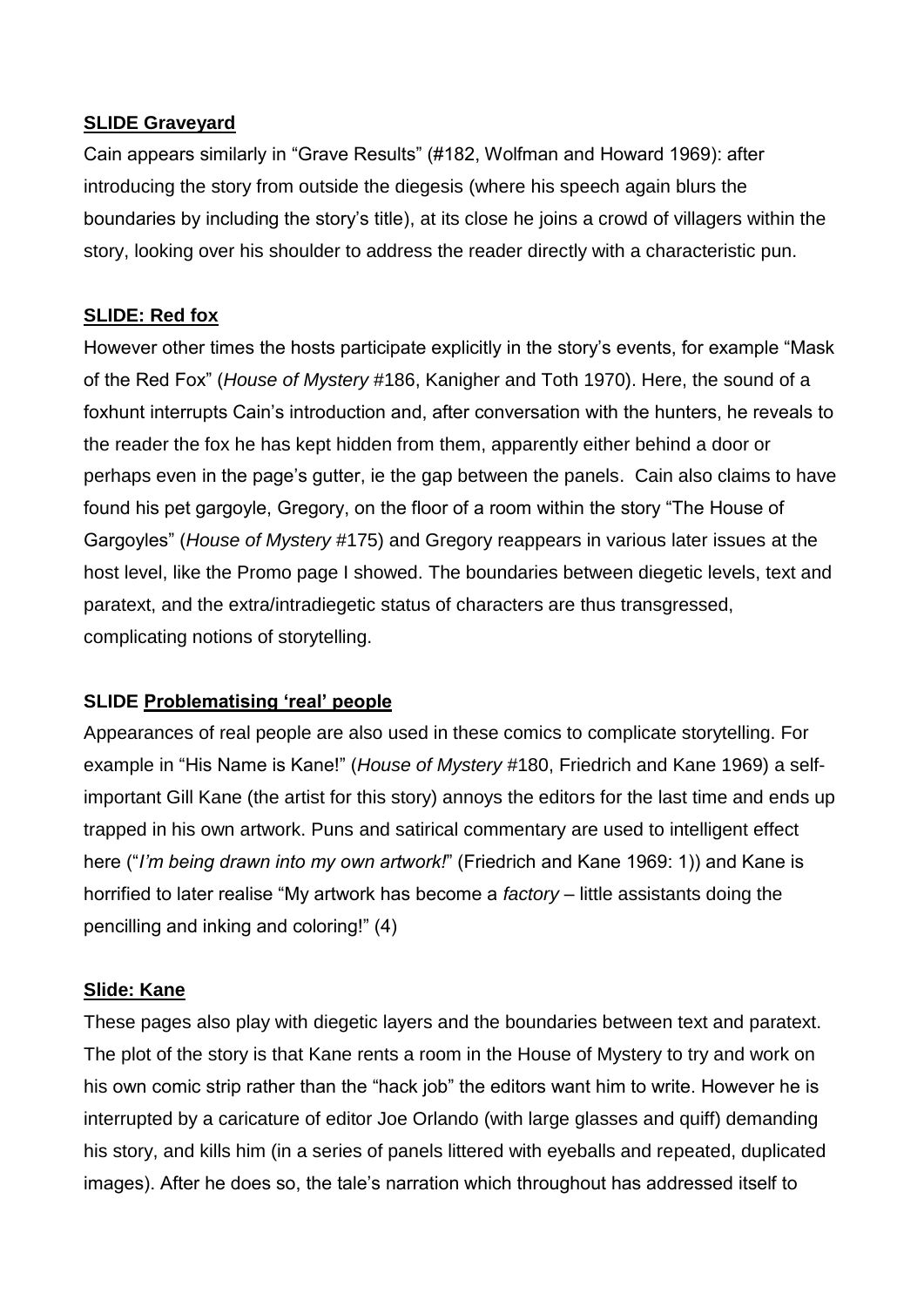**SLIDE Graveyard**

Cain appears similarly in "Grave Results" (#182, Wolfman and Howard 1969): after introducing the story from outside the diegesis (where his speech again blurs the boundaries by including the story's title), at its close he joins a crowd of villagers within the story, looking over his shoulder to address the reader directly with a characteristic pun.

**SLIDE: Red fox**

However other times the hosts participate explicitly in the story's events, for example "Mask of the Red Fox" (*House of Mystery* #186, Kanigher and Toth 1970). Here, the sound of a foxhunt interrupts Cain's introduction and, after conversation with the hunters, he reveals to the reader the fox he has kept hidden from them, apparently either behind a door or perhaps even in the page's gutter, ie the gap between the panels. Cain also claims to have found his pet gargoyle, Gregory, on the floor of a room within the story "The House of Gargoyles" (*House of Mystery* #175) and Gregory reappears in various later issues at the host level, like the Promo page I showed. The boundaries between diegetic levels, text and paratext, and the extra/intradiegetic status of characters are thus transgressed, complicating notions of storytelling.

**SLIDE Problematising 'real' people**

Appearances of real people are also used in these comics to complicate storytelling. For example in "His Name is Kane!" (*House of Mystery* #180, Friedrich and Kane 1969) a self-important Gill Kane (the artist for this story) annoys the editors for the last time and ends up trapped in his own artwork. Puns and satirical commentary are used to intelligent effect here ("*I'm being drawn into my own artwork!*" (Friedrich and Kane 1969: 1)) and Kane is horrified to later realise "My artwork has become a *factory* – little assistants doing the pencilling and inking and coloring!" (4)

**Slide: Kane**

These pages also play with diegetic layers and the boundaries between text and paratext. The plot of the story is that Kane rents a room in the House of Mystery to try and work on his own comic strip rather than the "hack job" the editors want him to write. However he is interrupted by a caricature of editor Joe Orlando (with large glasses and quiff) demanding his story, and kills him (in a series of panels littered with eyeballs and repeated, duplicated images). After he does so, the tale's narration which throughout has addressed itself to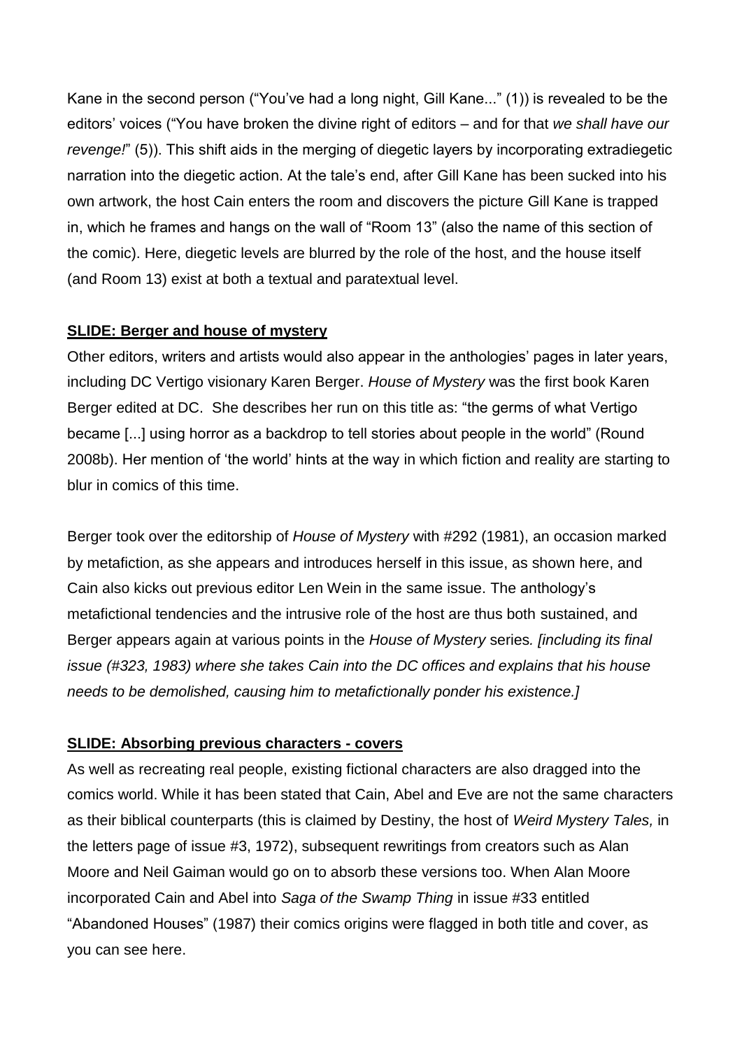Kane in the second person ("You've had a long night, Gill Kane..." (1)) is revealed to be the editors' voices ("You have broken the divine right of editors – and for that *we shall have our revenge!*" (5)). This shift aids in the merging of diegetic layers by incorporating extradiegetic narration into the diegetic action. At the tale's end, after Gill Kane has been sucked into his own artwork, the host Cain enters the room and discovers the picture Gill Kane is trapped in, which he frames and hangs on the wall of "Room 13" (also the name of this section of the comic). Here, diegetic levels are blurred by the role of the host, and the house itself (and Room 13) exist at both a textual and paratextual level.

**SLIDE: Berger and house of mystery**

Other editors, writers and artists would also appear in the anthologies' pages in later years, including DC Vertigo visionary Karen Berger. *House of Mystery* was the first book Karen Berger edited at DC. She describes her run on this title as: "the germs of what Vertigo became [...] using horror as a backdrop to tell stories about people in the world" (Round 2008b). Her mention of 'the world' hints at the way in which fiction and reality are starting to blur in comics of this time.

Berger took over the editorship of *House of Mystery* with #292 (1981), an occasion marked by metafiction, as she appears and introduces herself in this issue, as shown here, and Cain also kicks out previous editor Len Wein in the same issue. The anthology's metafictional tendencies and the intrusive role of the host are thus both sustained, and Berger appears again at various points in the *House of Mystery* series*. [including its final issue (#323, 1983) where she takes Cain into the DC offices and explains that his house needs to be demolished, causing him to metafictionally ponder his existence.]*

**SLIDE: Absorbing previous characters - covers**

As well as recreating real people, existing fictional characters are also dragged into the comics world. While it has been stated that Cain, Abel and Eve are not the same characters as their biblical counterparts (this is claimed by Destiny, the host of *Weird Mystery Tales,* in the letters page of issue #3, 1972), subsequent rewritings from creators such as Alan Moore and Neil Gaiman would go on to absorb these versions too. When Alan Moore incorporated Cain and Abel into *Saga of the Swamp Thing* in issue #33 entitled "Abandoned Houses" (1987) their comics origins were flagged in both title and cover, as you can see here.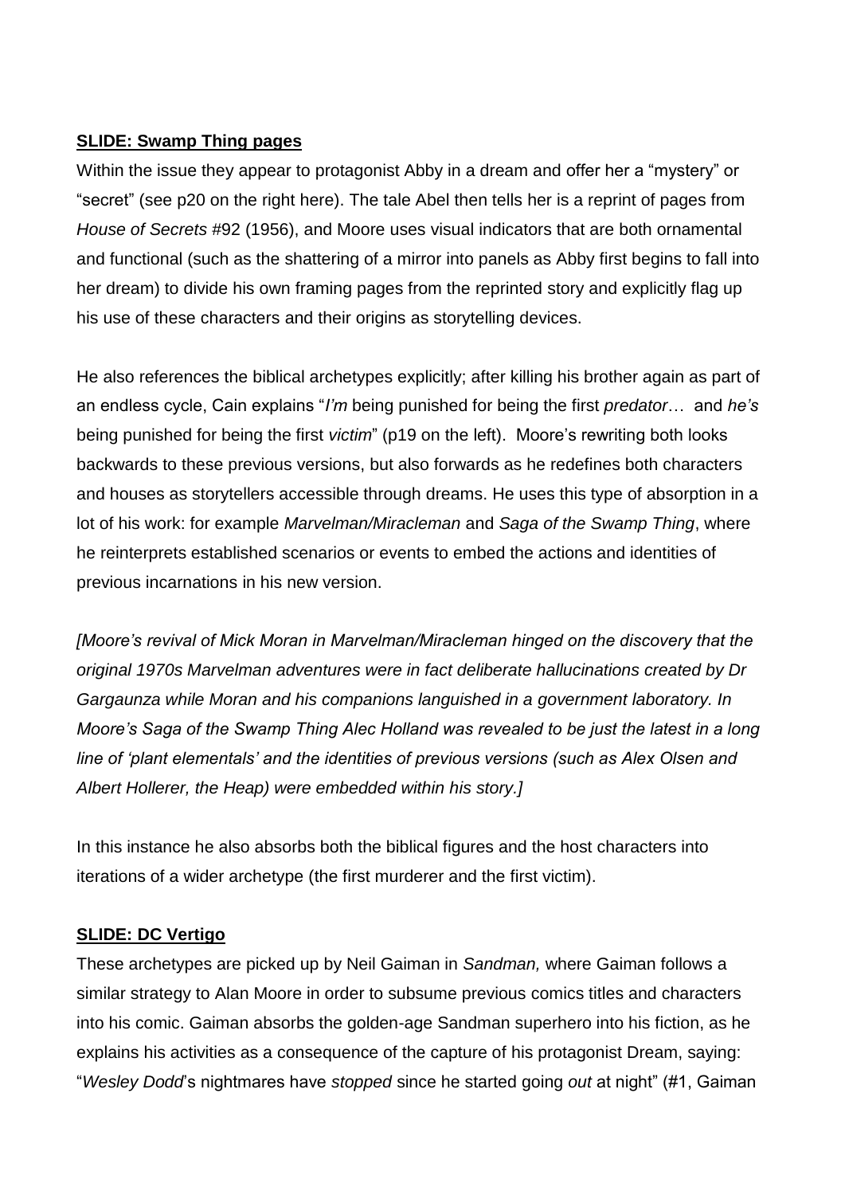**SLIDE: Swamp Thing pages**

Within the issue they appear to protagonist Abby in a dream and offer her a "mystery" or "secret" (see p20 on the right here). The tale Abel then tells her is a reprint of pages from *House of Secrets* #92 (1956), and Moore uses visual indicators that are both ornamental and functional (such as the shattering of a mirror into panels as Abby first begins to fall into her dream) to divide his own framing pages from the reprinted story and explicitly flag up his use of these characters and their origins as storytelling devices.

He also references the biblical archetypes explicitly; after killing his brother again as part of an endless cycle, Cain explains "*I'm* being punished for being the first *predator*… and *he's* being punished for being the first *victim*" (p19 on the left). Moore's rewriting both looks backwards to these previous versions, but also forwards as he redefines both characters and houses as storytellers accessible through dreams. He uses this type of absorption in a lot of his work: for example *Marvelman/Miracleman* and *Saga of the Swamp Thing*, where he reinterprets established scenarios or events to embed the actions and identities of previous incarnations in his new version.

*[Moore's revival of Mick Moran in Marvelman/Miracleman hinged on the discovery that the original 1970s Marvelman adventures were in fact deliberate hallucinations created by Dr Gargaunza while Moran and his companions languished in a government laboratory. In Moore's Saga of the Swamp Thing Alec Holland was revealed to be just the latest in a long line of 'plant elementals' and the identities of previous versions (such as Alex Olsen and Albert Hollerer, the Heap) were embedded within his story.]*

In this instance he also absorbs both the biblical figures and the host characters into iterations of a wider archetype (the first murderer and the first victim).

**SLIDE: DC Vertigo**

These archetypes are picked up by Neil Gaiman in *Sandman,* where Gaiman follows a similar strategy to Alan Moore in order to subsume previous comics titles and characters into his comic. Gaiman absorbs the golden-age Sandman superhero into his fiction, as he explains his activities as a consequence of the capture of his protagonist Dream, saying: "*Wesley Dodd*'s nightmares have *stopped* since he started going *out* at night" (#1, Gaiman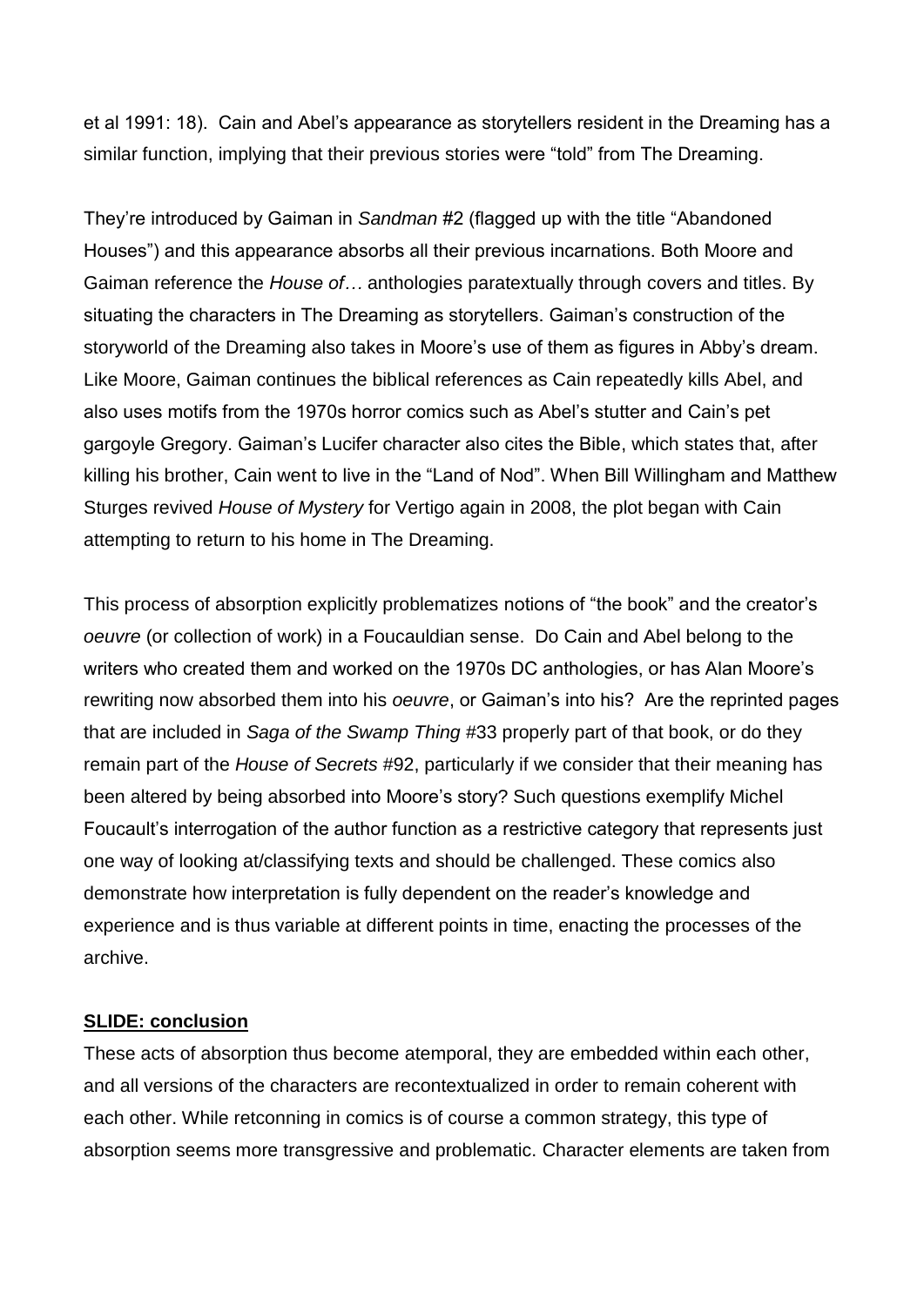et al 1991: 18). Cain and Abel's appearance as storytellers resident in the Dreaming has a similar function, implying that their previous stories were "told" from The Dreaming.

They're introduced by Gaiman in *Sandman* #2 (flagged up with the title "Abandoned Houses") and this appearance absorbs all their previous incarnations. Both Moore and Gaiman reference the *House of…* anthologies paratextually through covers and titles. By situating the characters in The Dreaming as storytellers. Gaiman's construction of the storyworld of the Dreaming also takes in Moore's use of them as figures in Abby's dream. Like Moore, Gaiman continues the biblical references as Cain repeatedly kills Abel, and also uses motifs from the 1970s horror comics such as Abel's stutter and Cain's pet gargoyle Gregory. Gaiman's Lucifer character also cites the Bible, which states that, after killing his brother, Cain went to live in the "Land of Nod". When Bill Willingham and Matthew Sturges revived *House of Mystery* for Vertigo again in 2008, the plot began with Cain attempting to return to his home in The Dreaming.

This process of absorption explicitly problematizes notions of "the book" and the creator's *oeuvre* (or collection of work) in a Foucauldian sense. Do Cain and Abel belong to the writers who created them and worked on the 1970s DC anthologies, or has Alan Moore's rewriting now absorbed them into his *oeuvre*, or Gaiman's into his? Are the reprinted pages that are included in *Saga of the Swamp Thing* #33 properly part of that book, or do they remain part of the *House of Secrets* #92, particularly if we consider that their meaning has been altered by being absorbed into Moore's story? Such questions exemplify Michel Foucault's interrogation of the author function as a restrictive category that represents just one way of looking at/classifying texts and should be challenged. These comics also demonstrate how interpretation is fully dependent on the reader's knowledge and experience and is thus variable at different points in time, enacting the processes of the archive.

**SLIDE: conclusion**

These acts of absorption thus become atemporal, they are embedded within each other, and all versions of the characters are recontextualized in order to remain coherent with each other. While retconning in comics is of course a common strategy, this type of absorption seems more transgressive and problematic. Character elements are taken from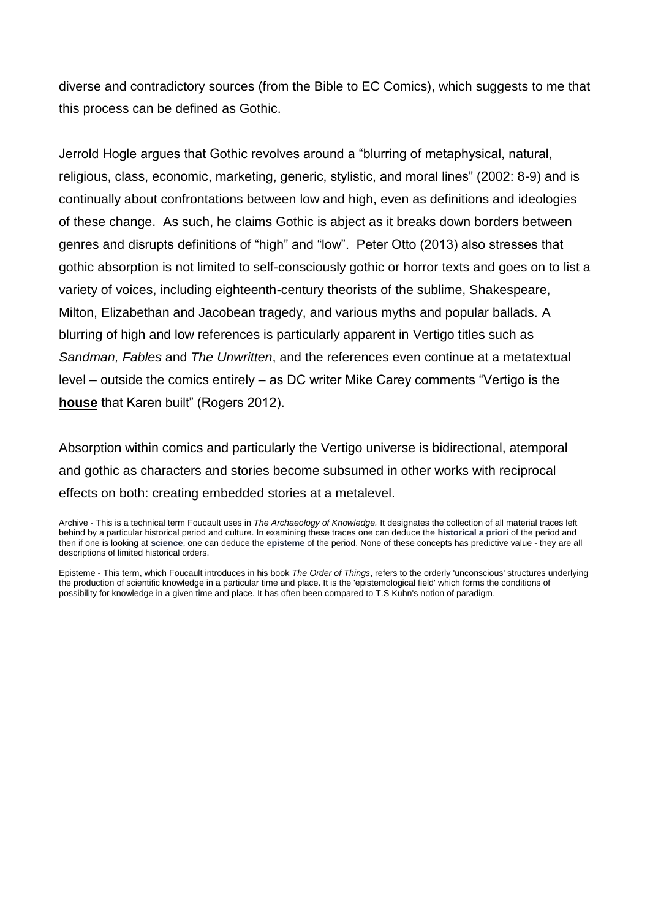diverse and contradictory sources (from the Bible to EC Comics), which suggests to me that this process can be defined as Gothic.

Jerrold Hogle argues that Gothic revolves around a "blurring of metaphysical, natural, religious, class, economic, marketing, generic, stylistic, and moral lines" (2002: 8-9) and is continually about confrontations between low and high, even as definitions and ideologies of these change. As such, he claims Gothic is abject as it breaks down borders between genres and disrupts definitions of "high" and "low". Peter Otto (2013) also stresses that gothic absorption is not limited to self-consciously gothic or horror texts and goes on to list a variety of voices, including eighteenth-century theorists of the sublime, Shakespeare, Milton, Elizabethan and Jacobean tragedy, and various myths and popular ballads. A blurring of high and low references is particularly apparent in Vertigo titles such as *Sandman, Fables* and *The Unwritten*, and the references even continue at a metatextual level – outside the comics entirely – as DC writer Mike Carey comments "Vertigo is the **house** that Karen built" (Rogers 2012).

Absorption within comics and particularly the Vertigo universe is bidirectional, atemporal and gothic as characters and stories become subsumed in other works with reciprocal effects on both: creating embedded stories at a metalevel.

Archive - This is a technical term Foucault uses in *The Archaeology of Knowledge.* It designates the collection of all material traces left behind by a particular historical period and culture. In examining these traces one can deduce the **historical a priori** of the period and then if one is looking at **science**, one can deduce the **episteme** of the period. None of these concepts has predictive value - they are all descriptions of limited historical orders.

Episteme - This term, which Foucault introduces in his book *The Order of Things*, refers to the orderly 'unconscious' structures underlying the production of scientific knowledge in a particular time and place. It is the 'epistemological field' which forms the conditions of possibility for knowledge in a given time and place. It has often been compared to T.S Kuhn's notion of paradigm.